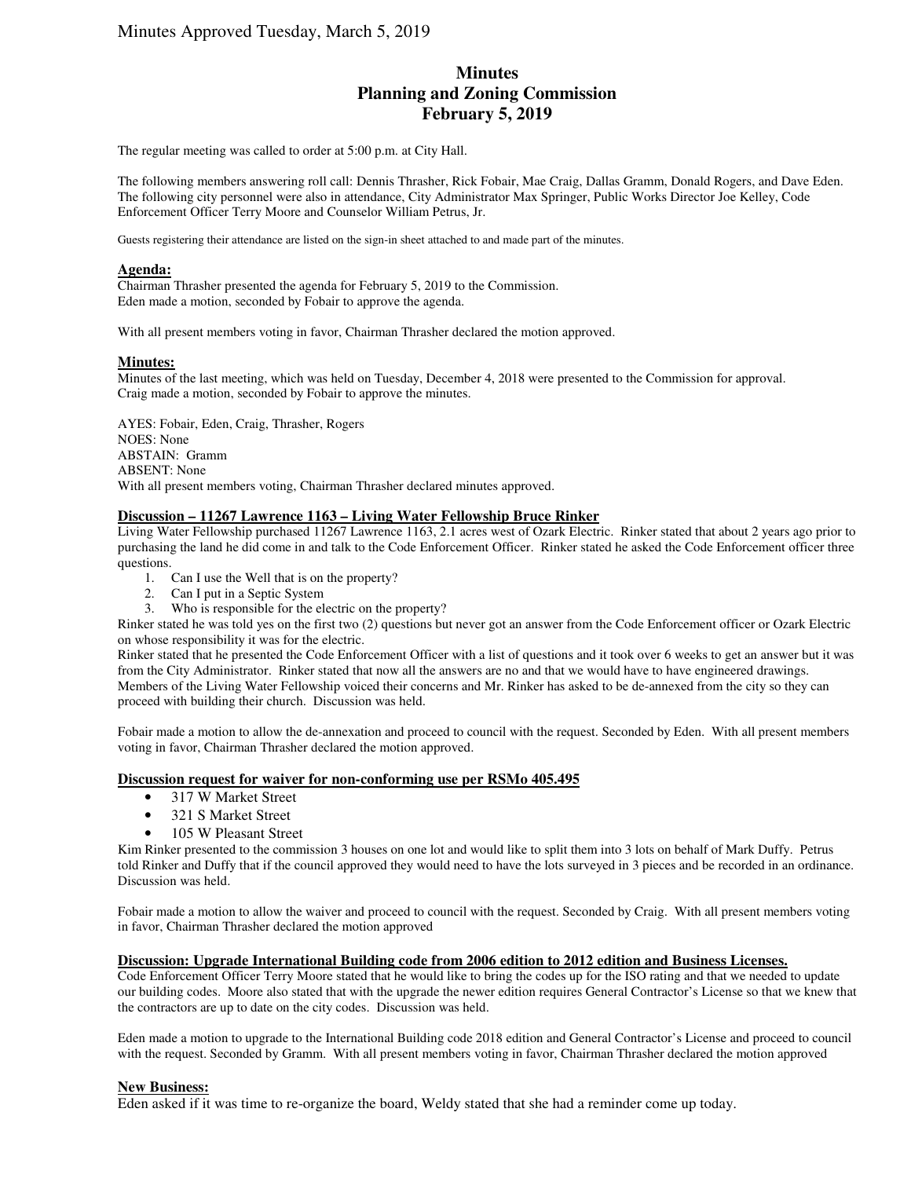Minutes Approved Tuesday, March 5, 2019

# Minutes
# Planning and Zoning Commission
# February 5, 2019

The regular meeting was called to order at 5:00 p.m. at City Hall.

The following members answering roll call: Dennis Thrasher, Rick Fobair, Mae Craig, Dallas Gramm, Donald Rogers, and Dave Eden. The following city personnel were also in attendance, City Administrator Max Springer, Public Works Director Joe Kelley, Code Enforcement Officer Terry Moore and Counselor William Petrus, Jr.

Guests registering their attendance are listed on the sign-in sheet attached to and made part of the minutes.

**Agenda:**

Chairman Thrasher presented the agenda for February 5, 2019 to the Commission.
Eden made a motion, seconded by Fobair to approve the agenda.

With all present members voting in favor, Chairman Thrasher declared the motion approved.

**Minutes:**

Minutes of the last meeting, which was held on Tuesday, December 4, 2018 were presented to the Commission for approval.
Craig made a motion, seconded by Fobair to approve the minutes.

AYES: Fobair, Eden, Craig, Thrasher, Rogers
NOES: None
ABSTAIN: Gramm
ABSENT: None
With all present members voting, Chairman Thrasher declared minutes approved.

**Discussion – 11267 Lawrence 1163 – Living Water Fellowship Bruce Rinker**

Living Water Fellowship purchased 11267 Lawrence 1163, 2.1 acres west of Ozark Electric. Rinker stated that about 2 years ago prior to purchasing the land he did come in and talk to the Code Enforcement Officer. Rinker stated he asked the Code Enforcement officer three questions.

1. Can I use the Well that is on the property?
2. Can I put in a Septic System
3. Who is responsible for the electric on the property?

Rinker stated he was told yes on the first two (2) questions but never got an answer from the Code Enforcement officer or Ozark Electric on whose responsibility it was for the electric.
Rinker stated that he presented the Code Enforcement Officer with a list of questions and it took over 6 weeks to get an answer but it was from the City Administrator. Rinker stated that now all the answers are no and that we would have to have engineered drawings. Members of the Living Water Fellowship voiced their concerns and Mr. Rinker has asked to be de-annexed from the city so they can proceed with building their church. Discussion was held.

Fobair made a motion to allow the de-annexation and proceed to council with the request. Seconded by Eden. With all present members voting in favor, Chairman Thrasher declared the motion approved.

**Discussion request for waiver for non-conforming use per RSMo 405.495**

- 317 W Market Street
- 321 S Market Street
- 105 W Pleasant Street

Kim Rinker presented to the commission 3 houses on one lot and would like to split them into 3 lots on behalf of Mark Duffy. Petrus told Rinker and Duffy that if the council approved they would need to have the lots surveyed in 3 pieces and be recorded in an ordinance. Discussion was held.

Fobair made a motion to allow the waiver and proceed to council with the request. Seconded by Craig. With all present members voting in favor, Chairman Thrasher declared the motion approved

**Discussion: Upgrade International Building code from 2006 edition to 2012 edition and Business Licenses.**

Code Enforcement Officer Terry Moore stated that he would like to bring the codes up for the ISO rating and that we needed to update our building codes. Moore also stated that with the upgrade the newer edition requires General Contractor's License so that we knew that the contractors are up to date on the city codes. Discussion was held.

Eden made a motion to upgrade to the International Building code 2018 edition and General Contractor's License and proceed to council with the request. Seconded by Gramm. With all present members voting in favor, Chairman Thrasher declared the motion approved

**New Business:**

Eden asked if it was time to re-organize the board, Weldy stated that she had a reminder come up today.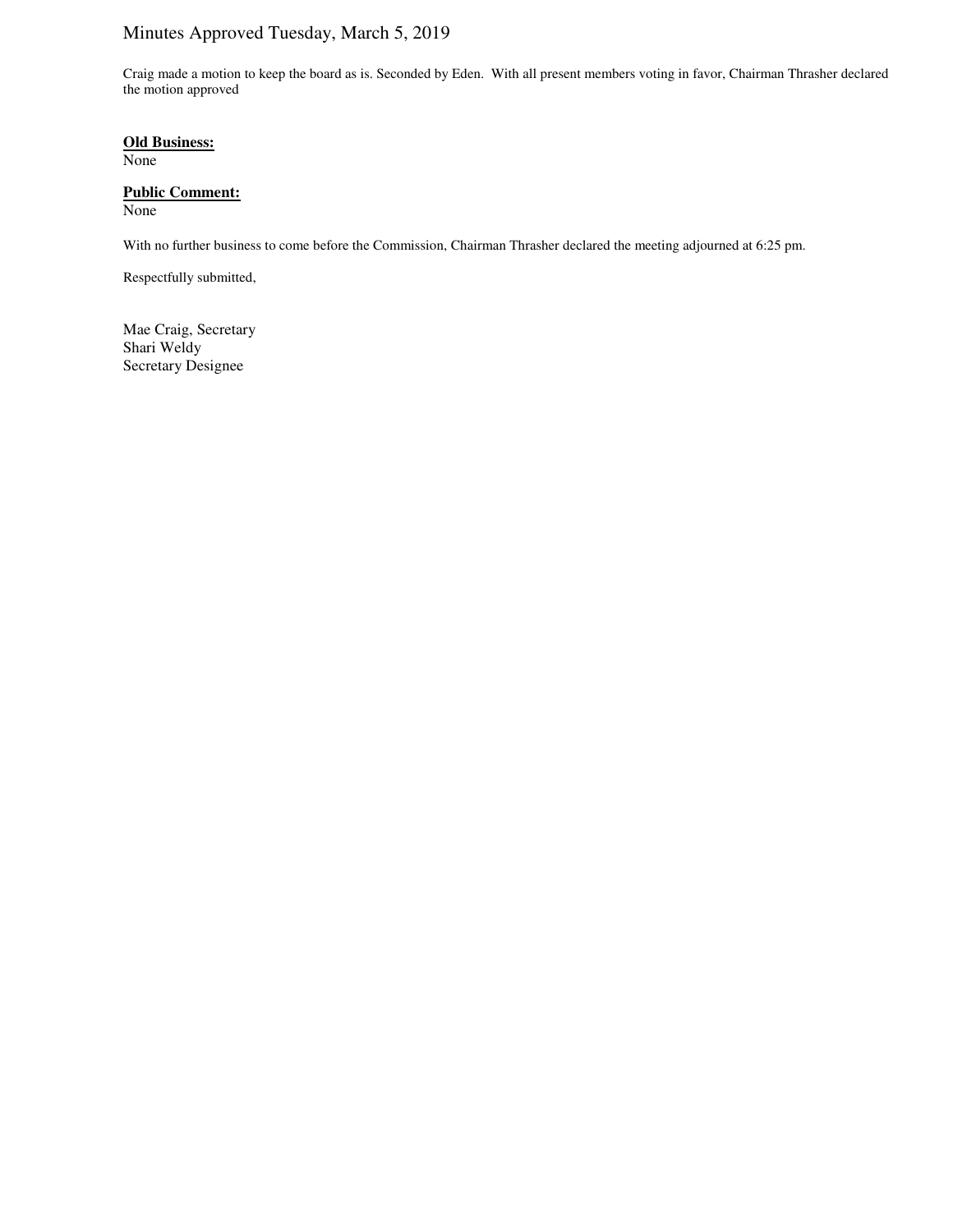Minutes Approved Tuesday, March 5, 2019

Craig made a motion to keep the board as is. Seconded by Eden. With all present members voting in favor, Chairman Thrasher declared the motion approved

**Old Business:**
None

**Public Comment:**
None

With no further business to come before the Commission, Chairman Thrasher declared the meeting adjourned at 6:25 pm.

Respectfully submitted,

Mae Craig, Secretary
Shari Weldy
Secretary Designee